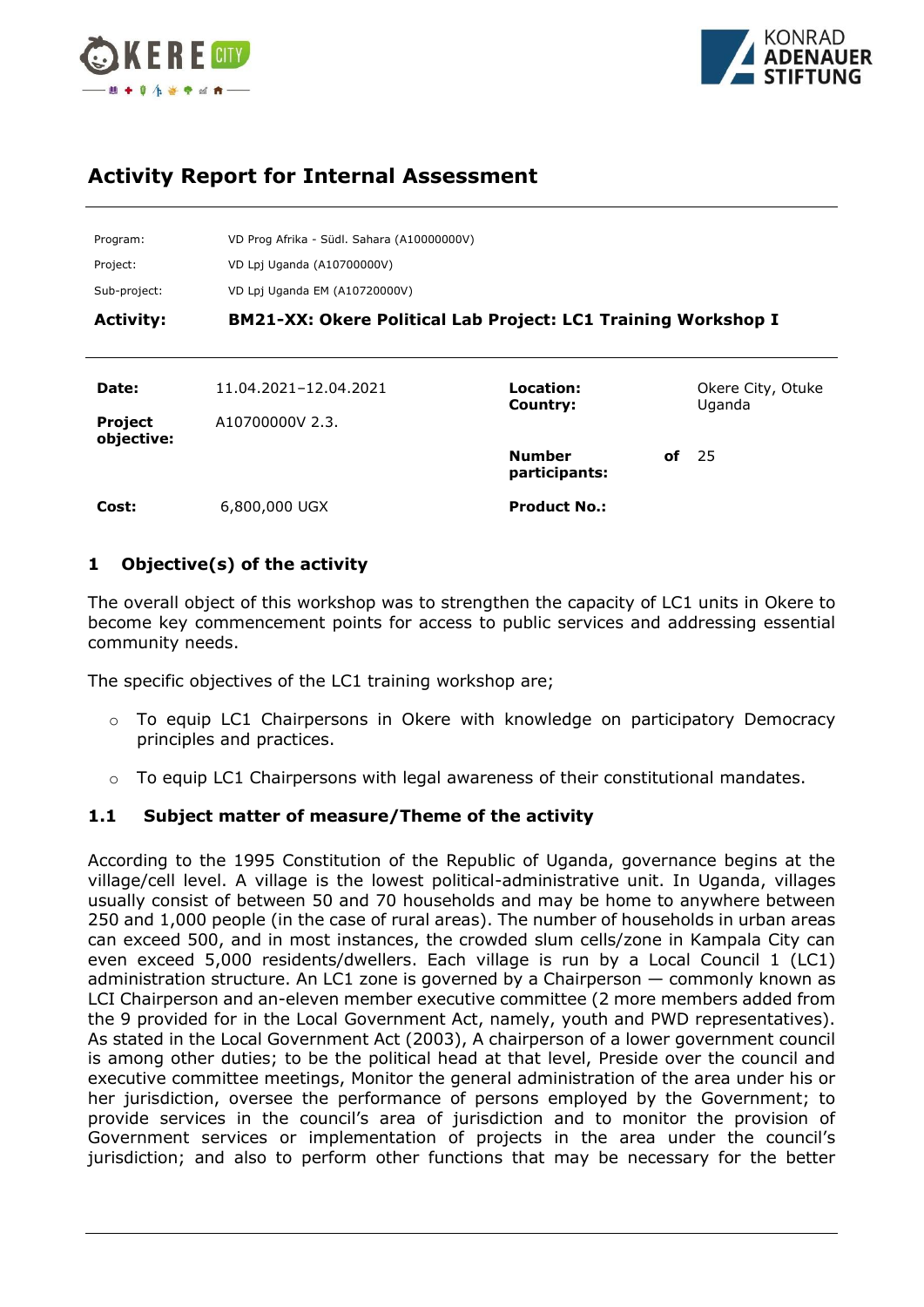# Activity Report for Internal Assessment

| | |
|---|---|
| Program: | VD Prog Afrika - Südl. Sahara (A10000000V) |
| Project: | VD Lpj Uganda (A10700000V) |
| Sub-project: | VD Lpj Uganda EM (A10720000V) |
| **Activity:** | **BM21-XX: Okere Political Lab Project: LC1 Training Workshop I** |

| | | | |
|---|---|---|---|
| **Date:** | 11.04.2021–12.04.2021 | **Location:** **Country:** | Okere City, Otuke Uganda |
| **Project objective:** | A10700000V 2.3. | **Number of participants:** | 25 |
| **Cost:** | 6,800,000 UGX | **Product No.:** | |

## 1 Objective(s) of the activity

The overall object of this workshop was to strengthen the capacity of LC1 units in Okere to become key commencement points for access to public services and addressing essential community needs.

The specific objectives of the LC1 training workshop are;

- To equip LC1 Chairpersons in Okere with knowledge on participatory Democracy principles and practices.
- To equip LC1 Chairpersons with legal awareness of their constitutional mandates.

### 1.1 Subject matter of measure/Theme of the activity

According to the 1995 Constitution of the Republic of Uganda, governance begins at the village/cell level. A village is the lowest political-administrative unit. In Uganda, villages usually consist of between 50 and 70 households and may be home to anywhere between 250 and 1,000 people (in the case of rural areas). The number of households in urban areas can exceed 500, and in most instances, the crowded slum cells/zone in Kampala City can even exceed 5,000 residents/dwellers. Each village is run by a Local Council 1 (LC1) administration structure. An LC1 zone is governed by a Chairperson — commonly known as LCI Chairperson and an-eleven member executive committee (2 more members added from the 9 provided for in the Local Government Act, namely, youth and PWD representatives). As stated in the Local Government Act (2003), A chairperson of a lower government council is among other duties; to be the political head at that level, Preside over the council and executive committee meetings, Monitor the general administration of the area under his or her jurisdiction, oversee the performance of persons employed by the Government; to provide services in the council's area of jurisdiction and to monitor the provision of Government services or implementation of projects in the area under the council's jurisdiction; and also to perform other functions that may be necessary for the better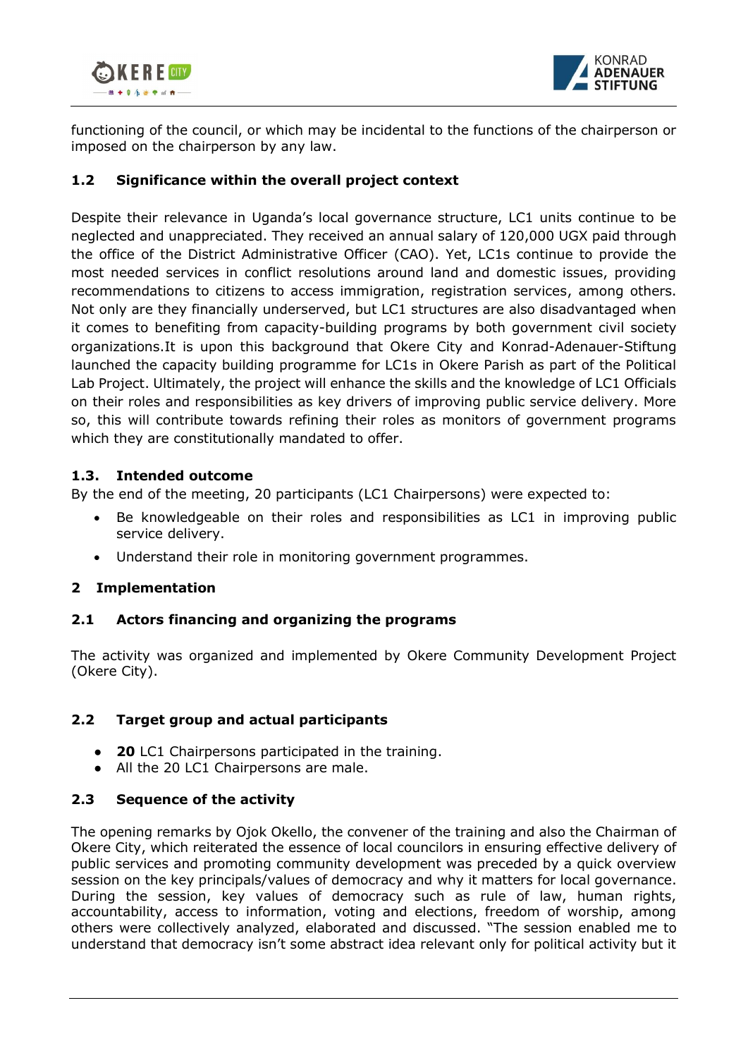functioning of the council, or which may be incidental to the functions of the chairperson or imposed on the chairperson by any law.

### 1.2 Significance within the overall project context

Despite their relevance in Uganda's local governance structure, LC1 units continue to be neglected and unappreciated. They received an annual salary of 120,000 UGX paid through the office of the District Administrative Officer (CAO). Yet, LC1s continue to provide the most needed services in conflict resolutions around land and domestic issues, providing recommendations to citizens to access immigration, registration services, among others. Not only are they financially underserved, but LC1 structures are also disadvantaged when it comes to benefiting from capacity-building programs by both government civil society organizations.It is upon this background that Okere City and Konrad-Adenauer-Stiftung launched the capacity building programme for LC1s in Okere Parish as part of the Political Lab Project. Ultimately, the project will enhance the skills and the knowledge of LC1 Officials on their roles and responsibilities as key drivers of improving public service delivery. More so, this will contribute towards refining their roles as monitors of government programs which they are constitutionally mandated to offer.

### 1.3. Intended outcome

By the end of the meeting, 20 participants (LC1 Chairpersons) were expected to:

- Be knowledgeable on their roles and responsibilities as LC1 in improving public service delivery.
- Understand their role in monitoring government programmes.

## 2 Implementation

### 2.1 Actors financing and organizing the programs

The activity was organized and implemented by Okere Community Development Project (Okere City).

### 2.2 Target group and actual participants

- **20** LC1 Chairpersons participated in the training.
- All the 20 LC1 Chairpersons are male.

### 2.3 Sequence of the activity

The opening remarks by Ojok Okello, the convener of the training and also the Chairman of Okere City, which reiterated the essence of local councilors in ensuring effective delivery of public services and promoting community development was preceded by a quick overview session on the key principals/values of democracy and why it matters for local governance. During the session, key values of democracy such as rule of law, human rights, accountability, access to information, voting and elections, freedom of worship, among others were collectively analyzed, elaborated and discussed. "The session enabled me to understand that democracy isn't some abstract idea relevant only for political activity but it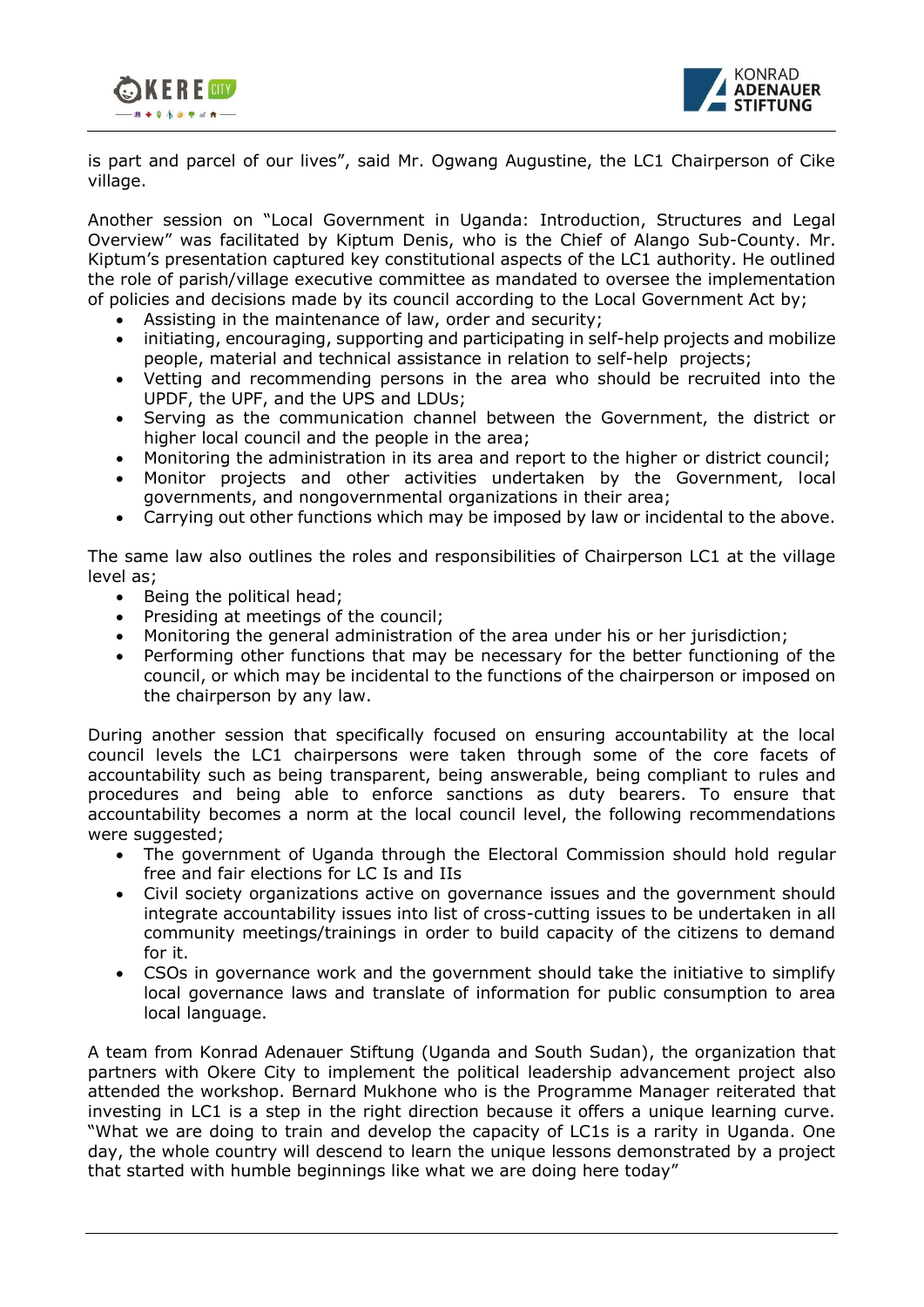is part and parcel of our lives", said Mr. Ogwang Augustine, the LC1 Chairperson of Cike village.

Another session on "Local Government in Uganda: Introduction, Structures and Legal Overview" was facilitated by Kiptum Denis, who is the Chief of Alango Sub-County. Mr. Kiptum's presentation captured key constitutional aspects of the LC1 authority. He outlined the role of parish/village executive committee as mandated to oversee the implementation of policies and decisions made by its council according to the Local Government Act by;

- Assisting in the maintenance of law, order and security;
- initiating, encouraging, supporting and participating in self-help projects and mobilize people, material and technical assistance in relation to self-help projects;
- Vetting and recommending persons in the area who should be recruited into the UPDF, the UPF, and the UPS and LDUs;
- Serving as the communication channel between the Government, the district or higher local council and the people in the area;
- Monitoring the administration in its area and report to the higher or district council;
- Monitor projects and other activities undertaken by the Government, local governments, and nongovernmental organizations in their area;
- Carrying out other functions which may be imposed by law or incidental to the above.

The same law also outlines the roles and responsibilities of Chairperson LC1 at the village level as;

- Being the political head;
- Presiding at meetings of the council;
- Monitoring the general administration of the area under his or her jurisdiction;
- Performing other functions that may be necessary for the better functioning of the council, or which may be incidental to the functions of the chairperson or imposed on the chairperson by any law.

During another session that specifically focused on ensuring accountability at the local council levels the LC1 chairpersons were taken through some of the core facets of accountability such as being transparent, being answerable, being compliant to rules and procedures and being able to enforce sanctions as duty bearers. To ensure that accountability becomes a norm at the local council level, the following recommendations were suggested;

- The government of Uganda through the Electoral Commission should hold regular free and fair elections for LC Is and IIs
- Civil society organizations active on governance issues and the government should integrate accountability issues into list of cross-cutting issues to be undertaken in all community meetings/trainings in order to build capacity of the citizens to demand for it.
- CSOs in governance work and the government should take the initiative to simplify local governance laws and translate of information for public consumption to area local language.

A team from Konrad Adenauer Stiftung (Uganda and South Sudan), the organization that partners with Okere City to implement the political leadership advancement project also attended the workshop. Bernard Mukhone who is the Programme Manager reiterated that investing in LC1 is a step in the right direction because it offers a unique learning curve. "What we are doing to train and develop the capacity of LC1s is a rarity in Uganda. One day, the whole country will descend to learn the unique lessons demonstrated by a project that started with humble beginnings like what we are doing here today"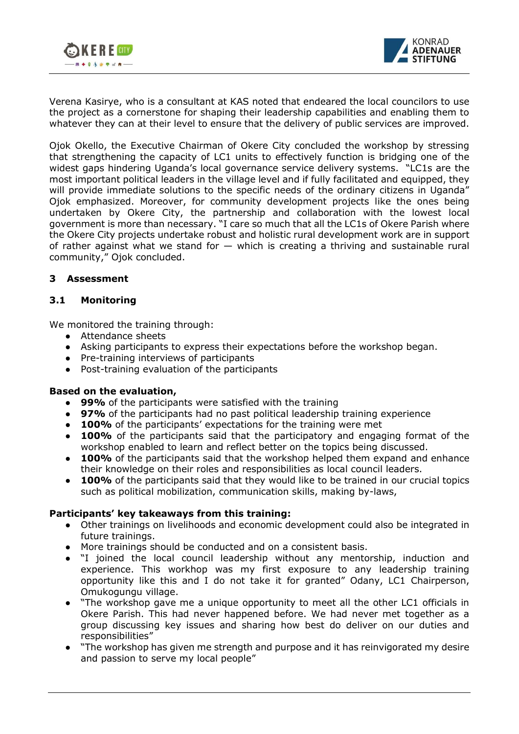Verena Kasirye, who is a consultant at KAS noted that endeared the local councilors to use the project as a cornerstone for shaping their leadership capabilities and enabling them to whatever they can at their level to ensure that the delivery of public services are improved.

Ojok Okello, the Executive Chairman of Okere City concluded the workshop by stressing that strengthening the capacity of LC1 units to effectively function is bridging one of the widest gaps hindering Uganda's local governance service delivery systems. "LC1s are the most important political leaders in the village level and if fully facilitated and equipped, they will provide immediate solutions to the specific needs of the ordinary citizens in Uganda" Ojok emphasized. Moreover, for community development projects like the ones being undertaken by Okere City, the partnership and collaboration with the lowest local government is more than necessary. "I care so much that all the LC1s of Okere Parish where the Okere City projects undertake robust and holistic rural development work are in support of rather against what we stand for — which is creating a thriving and sustainable rural community," Ojok concluded.

## 3 Assessment

### 3.1 Monitoring

We monitored the training through:

- Attendance sheets
- Asking participants to express their expectations before the workshop began.
- Pre-training interviews of participants
- Post-training evaluation of the participants

**Based on the evaluation,**

- **99%** of the participants were satisfied with the training
- **97%** of the participants had no past political leadership training experience
- **100%** of the participants' expectations for the training were met
- **100%** of the participants said that the participatory and engaging format of the workshop enabled to learn and reflect better on the topics being discussed.
- **100%** of the participants said that the workshop helped them expand and enhance their knowledge on their roles and responsibilities as local council leaders.
- **100%** of the participants said that they would like to be trained in our crucial topics such as political mobilization, communication skills, making by-laws,

**Participants' key takeaways from this training:**

- Other trainings on livelihoods and economic development could also be integrated in future trainings.
- More trainings should be conducted and on a consistent basis.
- "I joined the local council leadership without any mentorship, induction and experience. This workhop was my first exposure to any leadership training opportunity like this and I do not take it for granted" Odany, LC1 Chairperson, Omukogungu village.
- "The workshop gave me a unique opportunity to meet all the other LC1 officials in Okere Parish. This had never happened before. We had never met together as a group discussing key issues and sharing how best do deliver on our duties and responsibilities"
- "The workshop has given me strength and purpose and it has reinvigorated my desire and passion to serve my local people"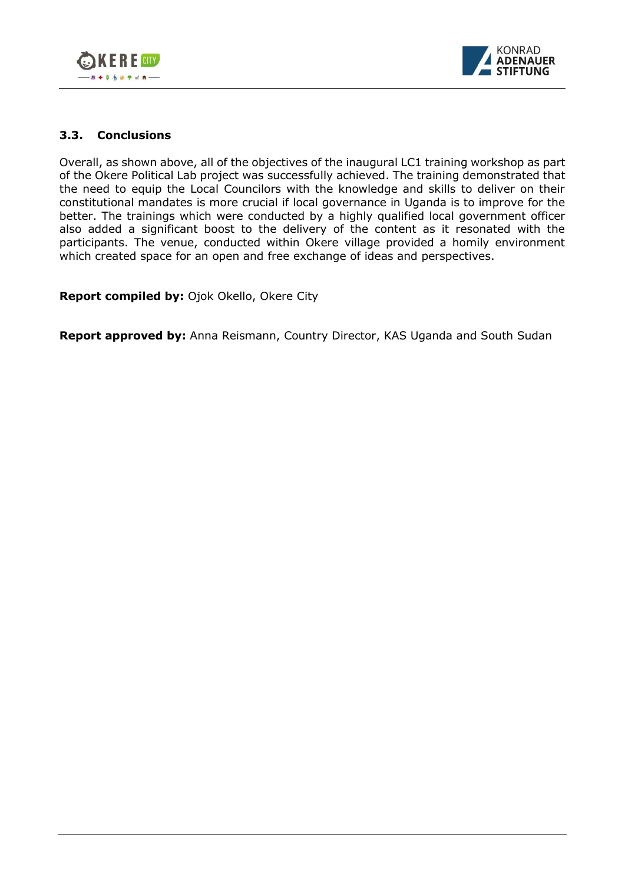### 3.3. Conclusions

Overall, as shown above, all of the objectives of the inaugural LC1 training workshop as part of the Okere Political Lab project was successfully achieved. The training demonstrated that the need to equip the Local Councilors with the knowledge and skills to deliver on their constitutional mandates is more crucial if local governance in Uganda is to improve for the better. The trainings which were conducted by a highly qualified local government officer also added a significant boost to the delivery of the content as it resonated with the participants. The venue, conducted within Okere village provided a homily environment which created space for an open and free exchange of ideas and perspectives.

**Report compiled by:** Ojok Okello, Okere City

**Report approved by:** Anna Reismann, Country Director, KAS Uganda and South Sudan